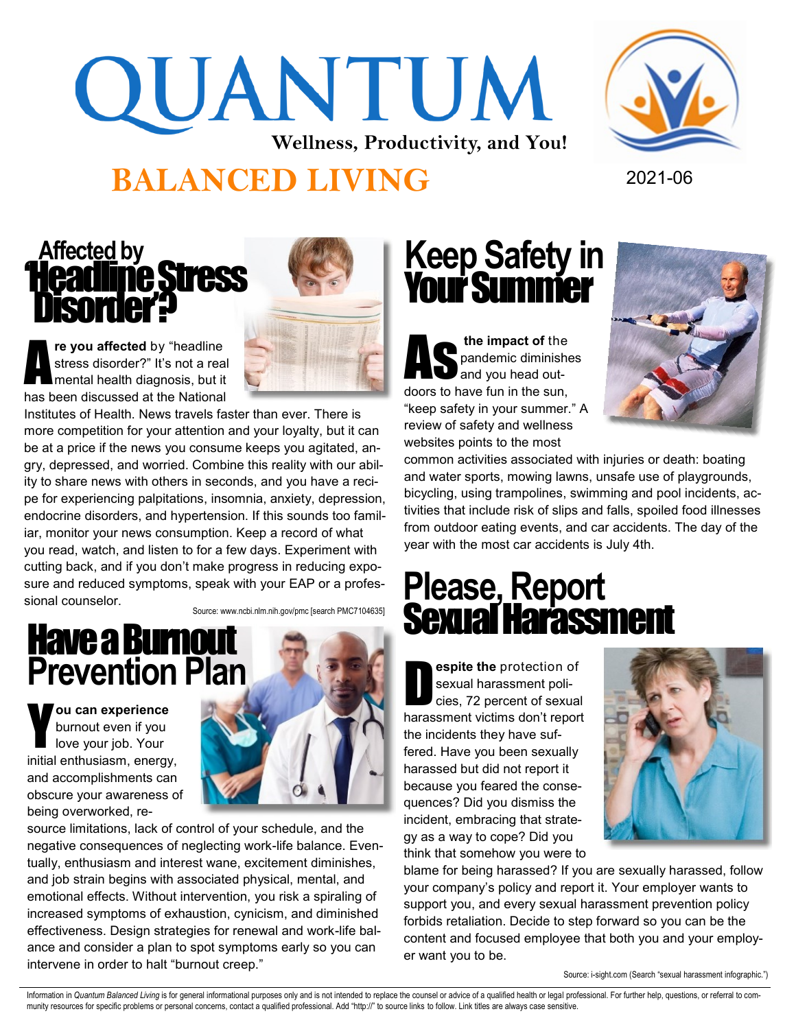# QUANTUM

**Wellness, Productivity, and You!**

# BALANCED LIVING

2021-06

## Affected by 'Headline Stress Disorder'?

**Are you affected** by "headline stress disorder?" It's not a real mental health diagnosis, but it has been discussed at the National Institutes of Health. News travels faster than ever. There is more competition for your attention and your loyalty, but it can be at a price if the news you consume keeps you agitated, angry, depressed, and worried. Combine this reality with our ability to share news with others in seconds, and you have a recipe for experiencing palpitations, insomnia, anxiety, depression, endocrine disorders, and hypertension. If this sounds too familiar, monitor your news consumption. Keep a record of what you read, watch, and listen to for a few days. Experiment with cutting back, and if you don't make progress in reducing exposure and reduced symptoms, speak with your EAP or a professional counselor.

Source: www.ncbi.nlm.nih.gov/pmc [search PMC7104635]

## Have a Burnout Prevention Plan

**You can experience** burnout even if you love your job. Your initial enthusiasm, energy, and accomplishments can obscure your awareness of being overworked, resource limitations, lack of control of your schedule, and the negative consequences of neglecting work-life balance. Eventually, enthusiasm and interest wane, excitement diminishes, and job strain begins with associated physical, mental, and emotional effects. Without intervention, you risk a spiraling of increased symptoms of exhaustion, cynicism, and diminished effectiveness. Design strategies for renewal and work-life balance and consider a plan to spot symptoms early so you can intervene in order to halt "burnout creep."

## Keep Safety in Your Summer

**As the impact of** the pandemic diminishes and you head outdoors to have fun in the sun, "keep safety in your summer." A review of safety and wellness websites points to the most common activities associated with injuries or death: boating and water sports, mowing lawns, unsafe use of playgrounds, bicycling, using trampolines, swimming and pool incidents, activities that include risk of slips and falls, spoiled food illnesses from outdoor eating events, and car accidents. The day of the year with the most car accidents is July 4th.

## Please, Report Sexual Harassment

**Despite the** protection of sexual harassment policies, 72 percent of sexual harassment victims don't report the incidents they have suffered. Have you been sexually harassed but did not report it because you feared the consequences? Did you dismiss the incident, embracing that strategy as a way to cope? Did you think that somehow you were to blame for being harassed? If you are sexually harassed, follow your company's policy and report it. Your employer wants to support you, and every sexual harassment prevention policy forbids retaliation. Decide to step forward so you can be the content and focused employee that both you and your employer want you to be.

Source: i-sight.com (Search "sexual harassment infographic.")

Information in *Quantum Balanced Living* is for general informational purposes only and is not intended to replace the counsel or advice of a qualified health or legal professional. For further help, questions, or referral to community resources for specific problems or personal concerns, contact a qualified professional. Add "http://" to source links to follow. Link titles are always case sensitive.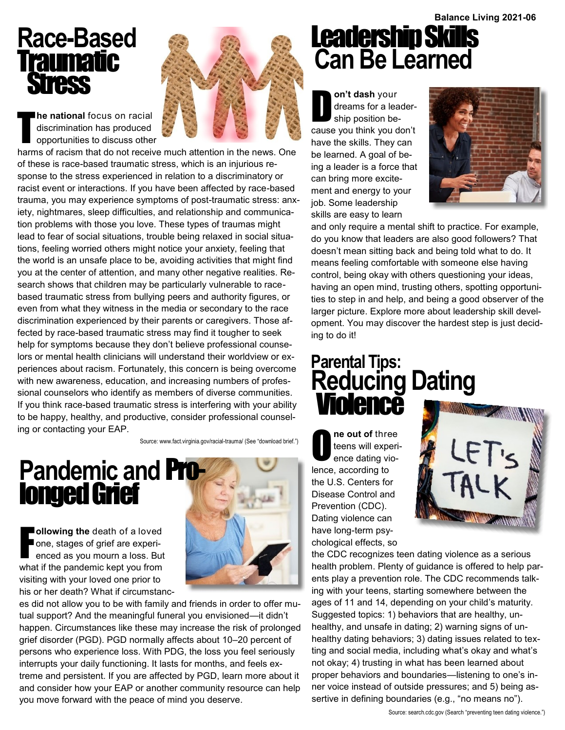# Race-Based Traumatic Stress

**The national** focus on racial discrimination has produced opportunities to discuss other harms of racism that do not receive much attention in the news. One of these is race-based traumatic stress, which is an injurious response to the stress experienced in relation to a discriminatory or racist event or interactions. If you have been affected by race-based trauma, you may experience symptoms of post-traumatic stress: anxiety, nightmares, sleep difficulties, and relationship and communication problems with those you love. These types of traumas might lead to fear of social situations, trouble being relaxed in social situations, feeling worried others might notice your anxiety, feeling that the world is an unsafe place to be, avoiding activities that might find you at the center of attention, and many other negative realities. Research shows that children may be particularly vulnerable to race-based traumatic stress from bullying peers and authority figures, or even from what they witness in the media or secondary to the race discrimination experienced by their parents or caregivers. Those affected by race-based traumatic stress may find it tougher to seek help for symptoms because they don't believe professional counselors or mental health clinicians will understand their worldview or experiences about racism. Fortunately, this concern is being overcome with new awareness, education, and increasing numbers of professional counselors who identify as members of diverse communities. If you think race-based traumatic stress is interfering with your ability to be happy, healthy, and productive, consider professional counseling or contacting your EAP.

Source: www.fact.virginia.gov/racial-trauma/ (See "download brief.")

# Pandemic and Prolonged Grief

**Following the** death of a loved one, stages of grief are experienced as you mourn a loss. But what if the pandemic kept you from visiting with your loved one prior to his or her death? What if circumstances did not allow you to be with family and friends in order to offer mutual support? And the meaningful funeral you envisioned—it didn't happen. Circumstances like these may increase the risk of prolonged grief disorder (PGD). PGD normally affects about 10–20 percent of persons who experience loss. With PDG, the loss you feel seriously interrupts your daily functioning. It lasts for months, and feels extreme and persistent. If you are affected by PGD, learn more about it and consider how your EAP or another community resource can help you move forward with the peace of mind you deserve.

# Leadership Skills Can Be Learned

**Don't dash** your dreams for a leadership position because you think you don't have the skills. They can be learned. A goal of being a leader is a force that can bring more excitement and energy to your job. Some leadership skills are easy to learn and only require a mental shift to practice. For example, do you know that leaders are also good followers? That doesn't mean sitting back and being told what to do. It means feeling comfortable with someone else having control, being okay with others questioning your ideas, having an open mind, trusting others, spotting opportunities to step in and help, and being a good observer of the larger picture. Explore more about leadership skill development. You may discover the hardest step is just deciding to do it!

# Parental Tips: Reducing Dating Violence

**One out of** three teens will experience dating violence, according to the U.S. Centers for Disease Control and Prevention (CDC). Dating violence can have long-term psychological effects, so the CDC recognizes teen dating violence as a serious health problem. Plenty of guidance is offered to help parents play a prevention role. The CDC recommends talking with your teens, starting somewhere between the ages of 11 and 14, depending on your child's maturity. Suggested topics: 1) behaviors that are healthy, unhealthy, and unsafe in dating; 2) warning signs of unhealthy dating behaviors; 3) dating issues related to texting and social media, including what's okay and what's not okay; 4) trusting in what has been learned about proper behaviors and boundaries—listening to one's inner voice instead of outside pressures; and 5) being assertive in defining boundaries (e.g., "no means no").

Source: search.cdc.gov (Search "preventing teen dating violence.")